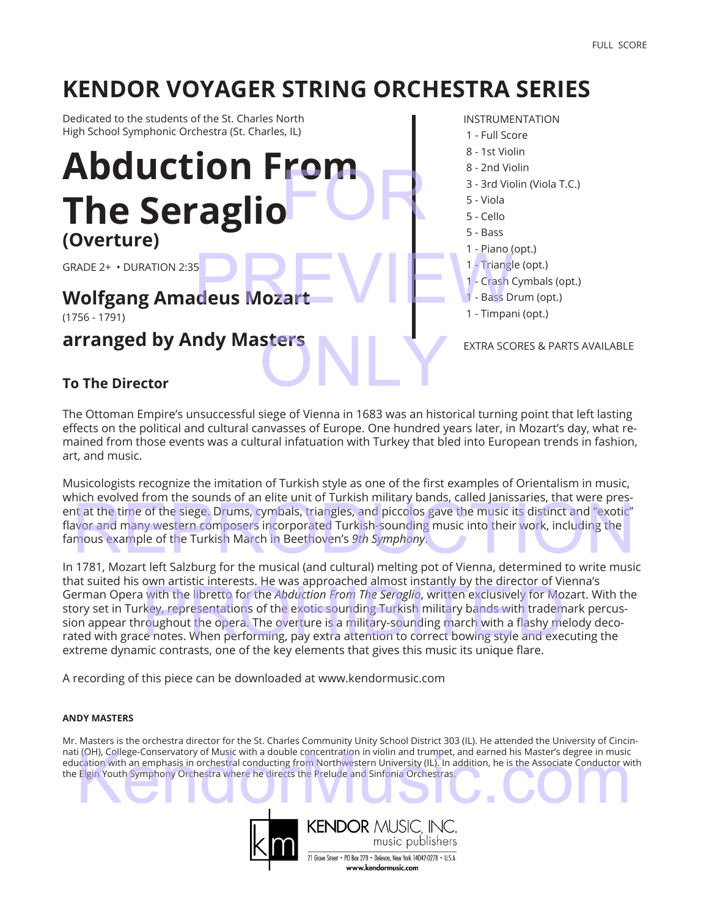FULL SCORE

# KENDOR VOYAGER STRING ORCHESTRA SERIES

Dedicated to the students of the St. Charles North High School Symphonic Orchestra (St. Charles, IL)

## Abduction From The Seraglio

### (Overture)

GRADE 2+ • DURATION 2:35

### Wolfgang Amadeus Mozart

(1756 - 1791)

### arranged by Andy Masters

INSTRUMENTATION

- 1 - Full Score
- 8 - 1st Violin
- 8 - 2nd Violin
- 3 - 3rd Violin (Viola T.C.)
- 5 - Viola
- 5 - Cello
- 5 - Bass
- 1 - Piano (opt.)
- 1 - Triangle (opt.)
- 1 - Crash Cymbals (opt.)
- 1 - Bass Drum (opt.)
- 1 - Timpani (opt.)

EXTRA SCORES & PARTS AVAILABLE

### To The Director

The Ottoman Empire's unsuccessful siege of Vienna in 1683 was an historical turning point that left lasting effects on the political and cultural canvasses of Europe. One hundred years later, in Mozart's day, what remained from those events was a cultural infatuation with Turkey that bled into European trends in fashion, art, and music.

Musicologists recognize the imitation of Turkish style as one of the first examples of Orientalism in music, which evolved from the sounds of an elite unit of Turkish military bands, called Janissaries, that were present at the time of the siege. Drums, cymbals, triangles, and piccolos gave the music its distinct and "exotic" flavor and many western composers incorporated Turkish-sounding music into their work, including the famous example of the Turkish March in Beethoven's *9th Symphony*.

In 1781, Mozart left Salzburg for the musical (and cultural) melting pot of Vienna, determined to write music that suited his own artistic interests. He was approached almost instantly by the director of Vienna's German Opera with the libretto for the *Abduction From The Seraglio*, written exclusively for Mozart. With the story set in Turkey, representations of the exotic sounding Turkish military bands with trademark percussion appear throughout the opera. The overture is a military-sounding march with a flashy melody decorated with grace notes. When performing, pay extra attention to correct bowing style and executing the extreme dynamic contrasts, one of the key elements that gives this music its unique flare.

A recording of this piece can be downloaded at www.kendormusic.com

**ANDY MASTERS**

Mr. Masters is the orchestra director for the St. Charles Community Unity School District 303 (IL). He attended the University of Cincinnati (OH), College-Conservatory of Music with a double concentration in violin and trumpet, and earned his Master's degree in music education with an emphasis in orchestral conducting from Northwestern University (IL). In addition, he is the Associate Conductor with the Elgin Youth Symphony Orchestra where he directs the Prelude and Sinfonia Orchestras.

KENDOR MUSIC, INC.
music publishers
21 Grove Street • PO Box 278 • Delevan, New York 14042-0278 • U.S.A.
www.kendormusic.com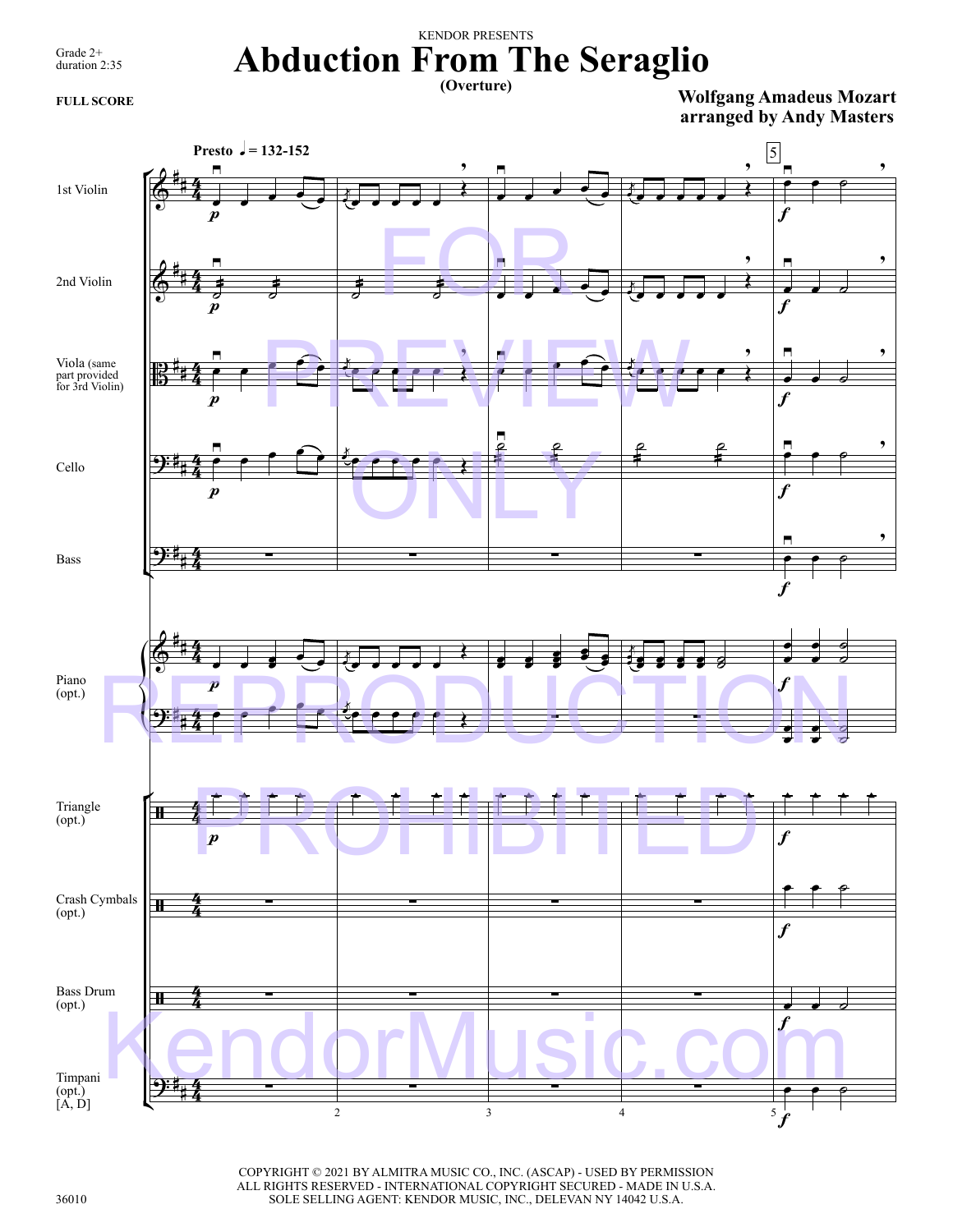KENDOR PRESENTS

Grade 2+
duration 2:35

**FULL SCORE**

# Abduction From The Seraglio

**(Overture)**

**Wolfgang Amadeus Mozart**
**arranged by Andy Masters**

**Presto** ♩ = 132-152

1st Violin

2nd Violin

Viola (same part provided for 3rd Violin)

Cello

Bass

Piano (opt.)

Triangle (opt.)

Crash Cymbals (opt.)

Bass Drum (opt.)

Timpani (opt.) [A, D]

COPYRIGHT © 2021 BY ALMITRA MUSIC CO., INC. (ASCAP) - USED BY PERMISSION
ALL RIGHTS RESERVED - INTERNATIONAL COPYRIGHT SECURED - MADE IN U.S.A.
SOLE SELLING AGENT: KENDOR MUSIC, INC., DELEVAN NY 14042 U.S.A.

36010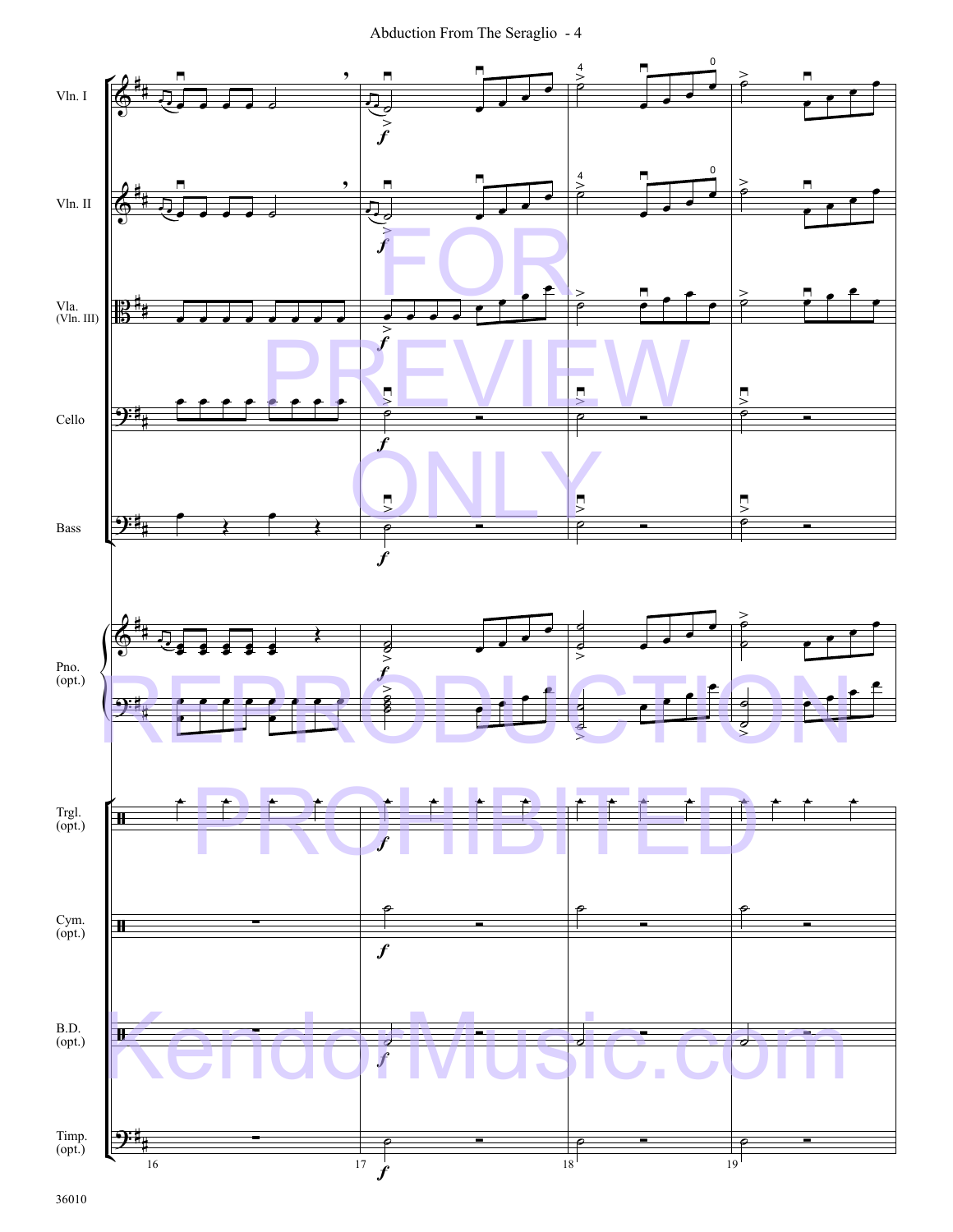FOR PREVIEW ONLY

REPRODUCTION PROHIBITED

KendorMusic.com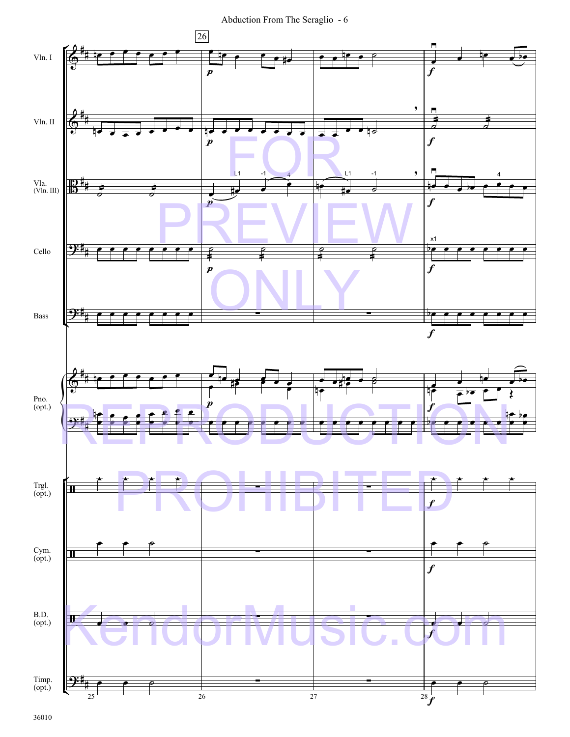Vln. I

Vln. II

Vla. (Vln. III)

Cello

Bass

Pno. (opt.)

Trgl. (opt.)

Cym. (opt.)

B.D. (opt.)

Timp. (opt.)

FOR PREVIEW ONLY

REPRODUCTION PROHIBITED

KendorMusic.com

36010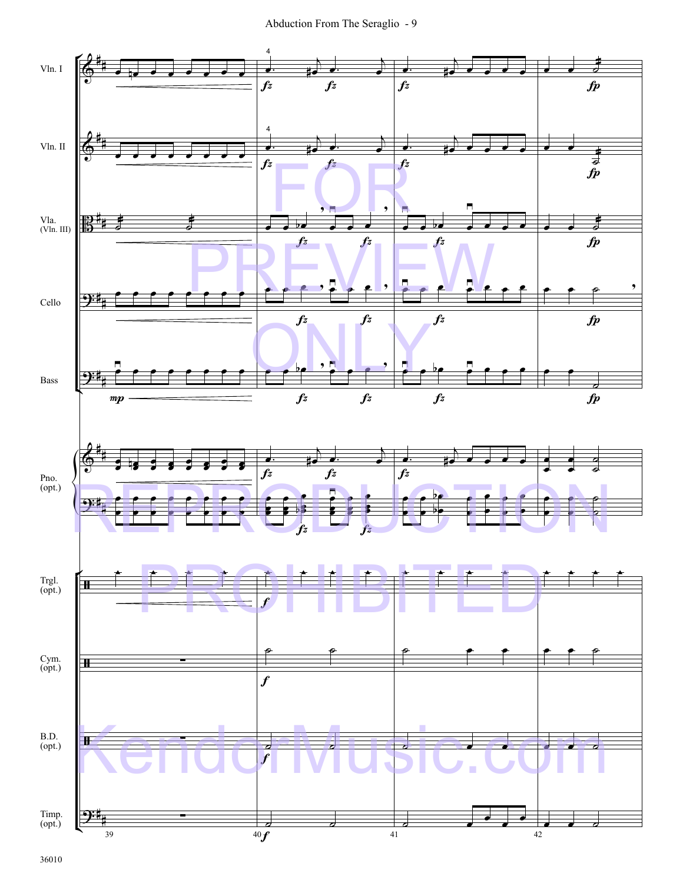Vln. I

Vln. II

Vla. (Vln. III)

Cello

Bass

Pno. (opt.)

Trgl. (opt.)

Cym. (opt.)

B.D. (opt.)

Timp. (opt.)

FOR PREVIEW ONLY REPRODUCTION PROHIBITED

KendorMusic.com

36010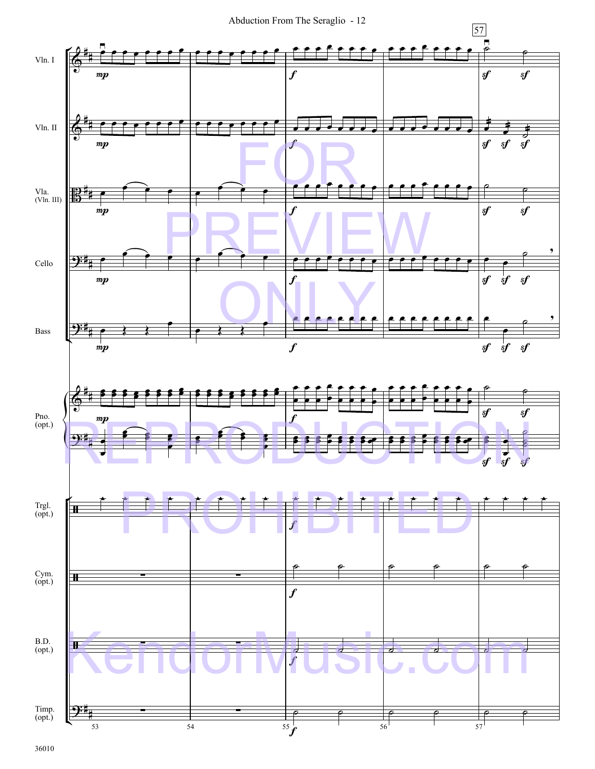Vln. I

Vln. II

Vla. (Vln. III)

Cello

Bass

Pno. (opt.)

Trgl. (opt.)

Cym. (opt.)

B.D. (opt.)

Timp. (opt.)

FOR PREVIEW ONLY

REPRODUCTION PROHIBITED

KendorMusic.com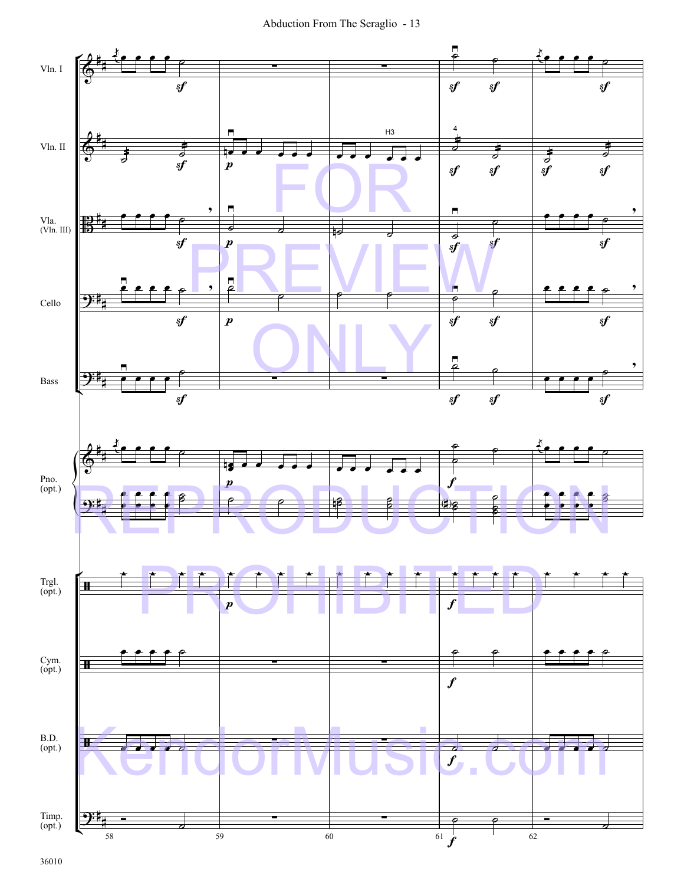Vln. I

Vln. II

Vla. (Vln. III)

Cello

Bass

Pno. (opt.)

Trgl. (opt.)

Cym. (opt.)

B.D. (opt.)

Timp. (opt.)

58 59 60 61 62

FOR PREVIEW ONLY

REPRODUCTION PROHIBITED

KendorMusic.com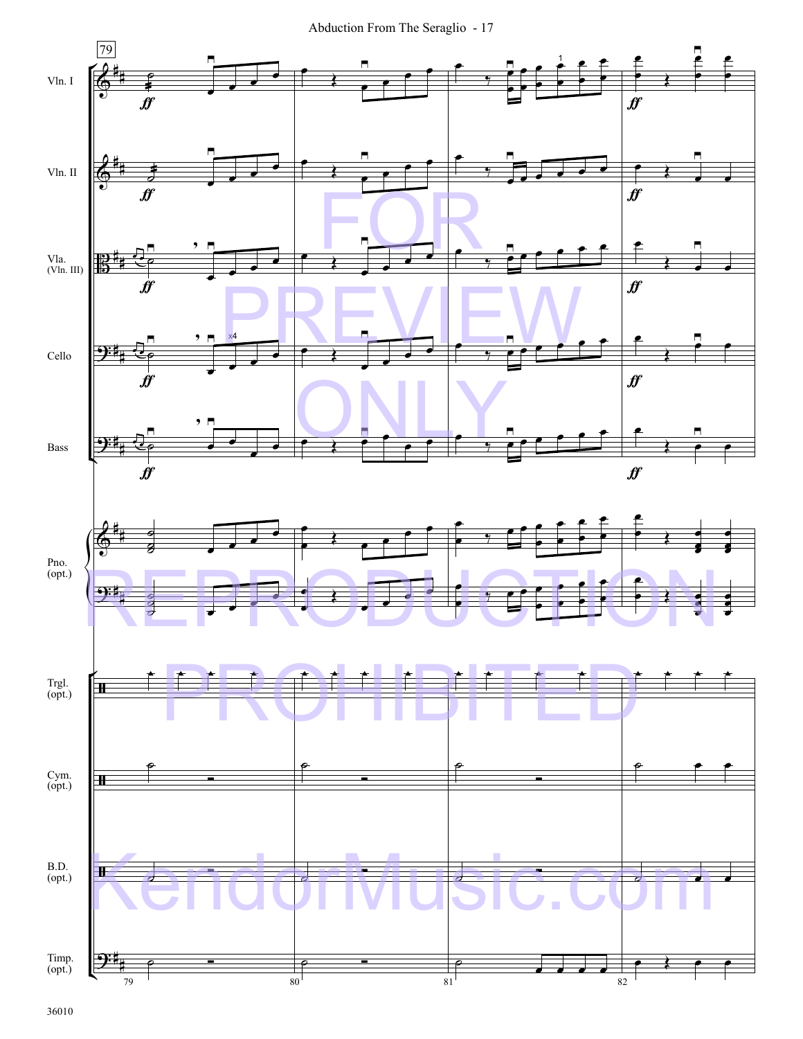Vln. I

Vln. II

Vla. (Vln. III)

Cello

Bass

Pno. (opt.)

Trgl. (opt.)

Cym. (opt.)

B.D. (opt.)

Timp. (opt.)

FOR PREVIEW ONLY

REPRODUCTION PROHIBITED

KendorMusic.com

36010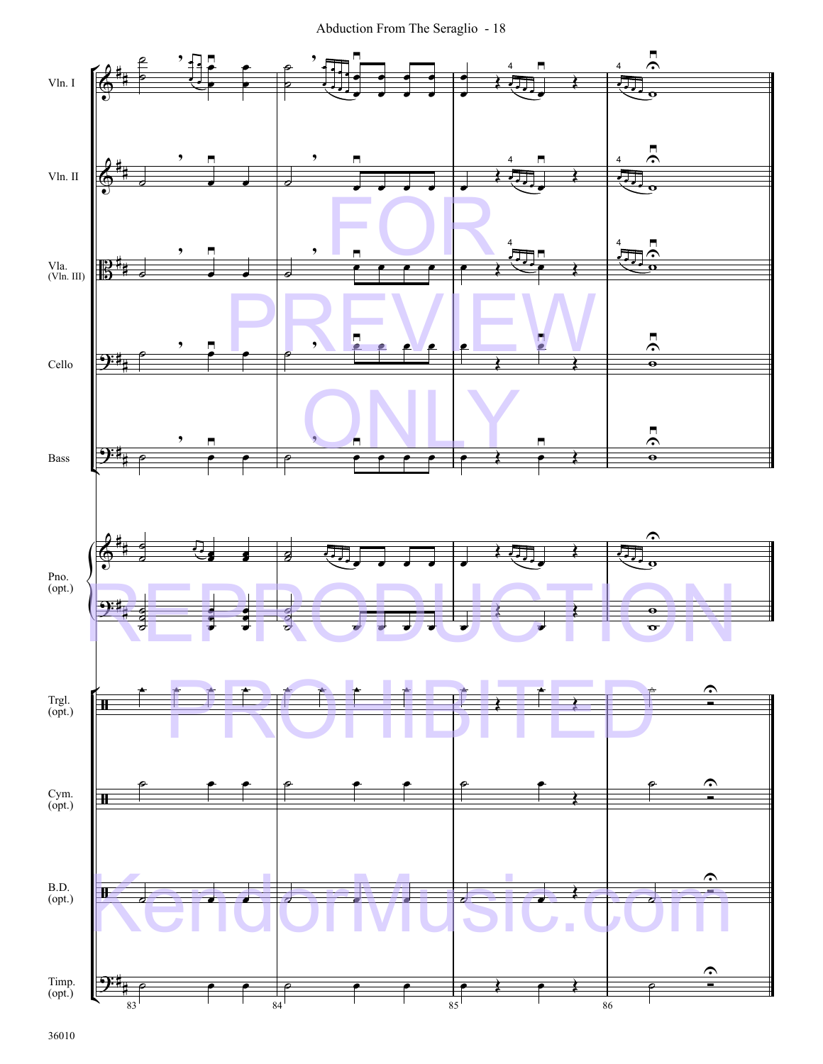Vln. I

Vln. II

Vla. (Vln. III)

Cello

Bass

Pno. (opt.)

Trgl. (opt.)

Cym. (opt.)

B.D. (opt.)

Timp. (opt.)

83

84

85

86

FOR PREVIEW ONLY

REPRODUCTION PROHIBITED

KendorMusic.com

36010